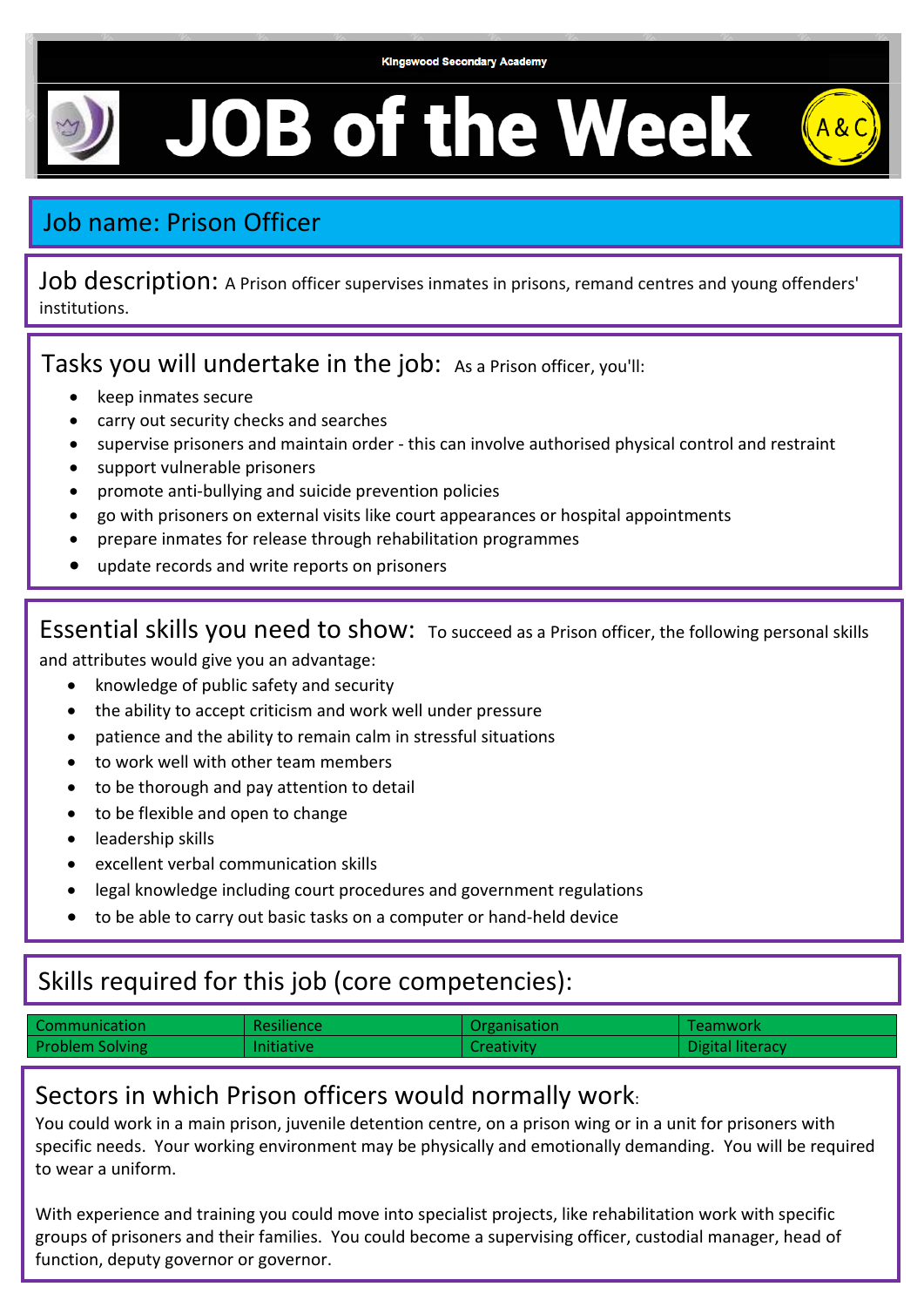Kingswood Secondary Academy

# JOB of the Week

A&C

## Job name: Prison Officer

**Job description:** A Prison officer supervises inmates in prisons, remand centres and young offenders' institutions.

**Tasks you will undertake in the job:** As a Prison officer, you'll:

- keep inmates secure
- carry out security checks and searches
- supervise prisoners and maintain order - this can involve authorised physical control and restraint
- support vulnerable prisoners
- promote anti-bullying and suicide prevention policies
- go with prisoners on external visits like court appearances or hospital appointments
- prepare inmates for release through rehabilitation programmes
- update records and write reports on prisoners

**Essential skills you need to show:** To succeed as a Prison officer, the following personal skills and attributes would give you an advantage:

- knowledge of public safety and security
- the ability to accept criticism and work well under pressure
- patience and the ability to remain calm in stressful situations
- to work well with other team members
- to be thorough and pay attention to detail
- to be flexible and open to change
- leadership skills
- excellent verbal communication skills
- legal knowledge including court procedures and government regulations
- to be able to carry out basic tasks on a computer or hand-held device

## Skills required for this job (core competencies):

| | | | |
|---|---|---|---|
| Communication | Resilience | Organisation | Teamwork |
| Problem Solving | Initiative | Creativity | Digital literacy |

## Sectors in which Prison officers would normally work:

You could work in a main prison, juvenile detention centre, on a prison wing or in a unit for prisoners with specific needs. Your working environment may be physically and emotionally demanding. You will be required to wear a uniform.

With experience and training you could move into specialist projects, like rehabilitation work with specific groups of prisoners and their families. You could become a supervising officer, custodial manager, head of function, deputy governor or governor.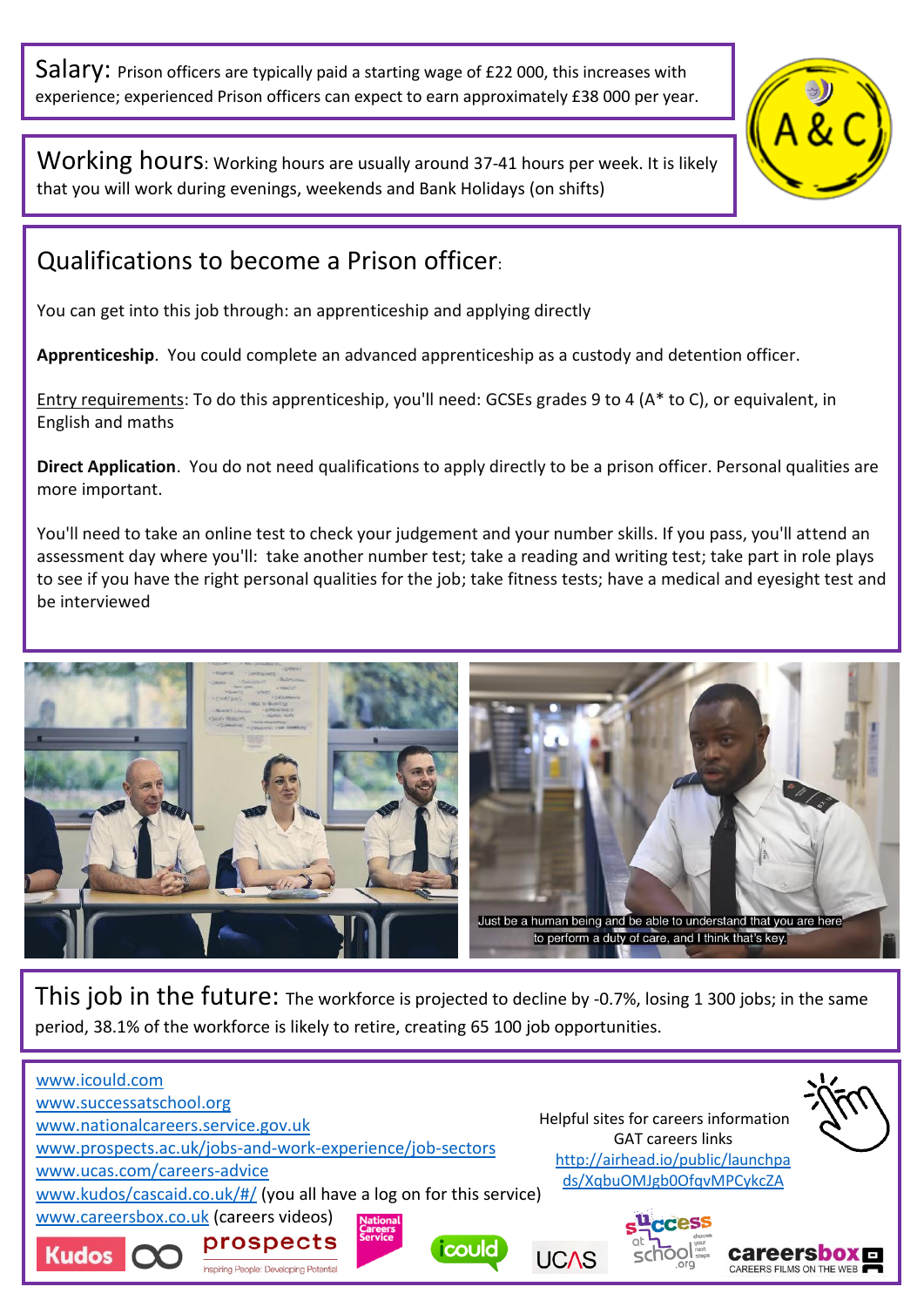**Salary:** Prison officers are typically paid a starting wage of £22 000, this increases with experience; experienced Prison officers can expect to earn approximately £38 000 per year.

**Working hours:** Working hours are usually around 37-41 hours per week. It is likely that you will work during evenings, weekends and Bank Holidays (on shifts)

## Qualifications to become a Prison officer:

You can get into this job through: an apprenticeship and applying directly

**Apprenticeship**. You could complete an advanced apprenticeship as a custody and detention officer.

Entry requirements: To do this apprenticeship, you'll need: GCSEs grades 9 to 4 (A* to C), or equivalent, in English and maths

**Direct Application**. You do not need qualifications to apply directly to be a prison officer. Personal qualities are more important.

You'll need to take an online test to check your judgement and your number skills. If you pass, you'll attend an assessment day where you'll: take another number test; take a reading and writing test; take part in role plays to see if you have the right personal qualities for the job; take fitness tests; have a medical and eyesight test and be interviewed

Just be a human being and be able to understand that you are here to perform a duty of care, and I think that's key.

**This job in the future:** The workforce is projected to decline by -0.7%, losing 1 300 jobs; in the same period, 38.1% of the workforce is likely to retire, creating 65 100 job opportunities.

www.icould.com
www.successatschool.org
www.nationalcareers.service.gov.uk
www.prospects.ac.uk/jobs-and-work-experience/job-sectors
www.ucas.com/careers-advice
www.kudos/cascaid.co.uk/#/ (you all have a log on for this service)
www.careersbox.co.uk (careers videos)

Helpful sites for careers information
GAT careers links
http://airhead.io/public/launchpads/XqbuOMJgb0OfqvMPCykcZA